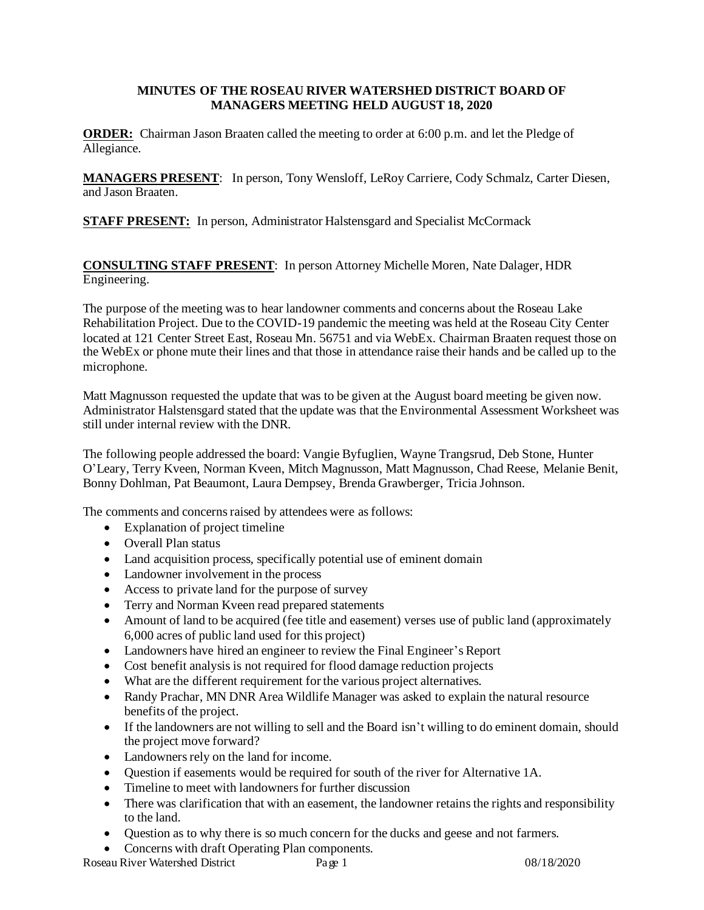**MINUTES OF THE ROSEAU RIVER WATERSHED DISTRICT BOARD OF MANAGERS MEETING HELD AUGUST 18, 2020**

**ORDER:** Chairman Jason Braaten called the meeting to order at 6:00 p.m. and let the Pledge of Allegiance.

**MANAGERS PRESENT**: In person, Tony Wensloff, LeRoy Carriere, Cody Schmalz, Carter Diesen, and Jason Braaten.

**STAFF PRESENT:** In person, Administrator Halstensgard and Specialist McCormack

**CONSULTING STAFF PRESENT**: In person Attorney Michelle Moren, Nate Dalager, HDR Engineering.

The purpose of the meeting was to hear landowner comments and concerns about the Roseau Lake Rehabilitation Project. Due to the COVID-19 pandemic the meeting was held at the Roseau City Center located at 121 Center Street East, Roseau Mn. 56751 and via WebEx. Chairman Braaten request those on the WebEx or phone mute their lines and that those in attendance raise their hands and be called up to the microphone.

Matt Magnusson requested the update that was to be given at the August board meeting be given now. Administrator Halstensgard stated that the update was that the Environmental Assessment Worksheet was still under internal review with the DNR.

The following people addressed the board: Vangie Byfuglien, Wayne Trangsrud, Deb Stone, Hunter O'Leary, Terry Kveen, Norman Kveen, Mitch Magnusson, Matt Magnusson, Chad Reese, Melanie Benit, Bonny Dohlman, Pat Beaumont, Laura Dempsey, Brenda Grawberger, Tricia Johnson.

The comments and concerns raised by attendees were as follows:

- Explanation of project timeline
- Overall Plan status
- Land acquisition process, specifically potential use of eminent domain
- Landowner involvement in the process
- Access to private land for the purpose of survey
- Terry and Norman Kveen read prepared statements
- Amount of land to be acquired (fee title and easement) verses use of public land (approximately 6,000 acres of public land used for this project)
- Landowners have hired an engineer to review the Final Engineer's Report
- Cost benefit analysis is not required for flood damage reduction projects
- What are the different requirement for the various project alternatives.
- Randy Prachar, MN DNR Area Wildlife Manager was asked to explain the natural resource benefits of the project.
- If the landowners are not willing to sell and the Board isn't willing to do eminent domain, should the project move forward?
- Landowners rely on the land for income.
- Question if easements would be required for south of the river for Alternative 1A.
- Timeline to meet with landowners for further discussion
- There was clarification that with an easement, the landowner retains the rights and responsibility to the land.
- Question as to why there is so much concern for the ducks and geese and not farmers.
- Concerns with draft Operating Plan components.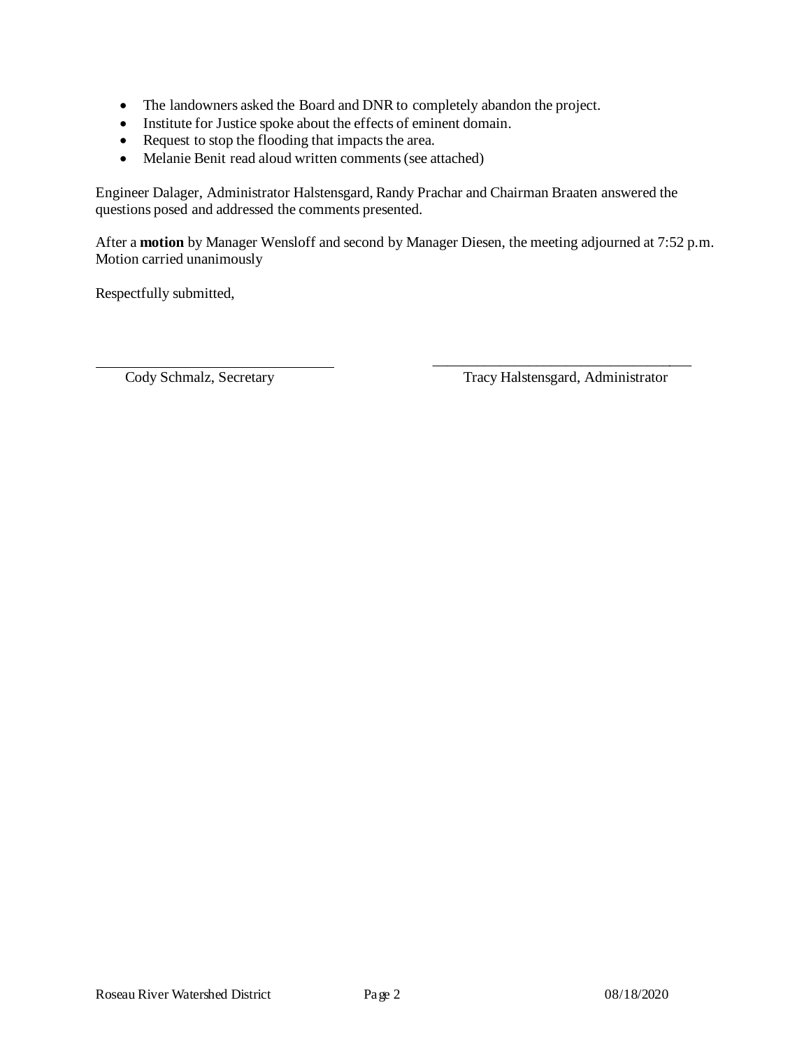- The landowners asked the Board and DNR to completely abandon the project.
- Institute for Justice spoke about the effects of eminent domain.
- Request to stop the flooding that impacts the area.
- Melanie Benit read aloud written comments (see attached)

Engineer Dalager, Administrator Halstensgard, Randy Prachar and Chairman Braaten answered the questions posed and addressed the comments presented.

After a **motion** by Manager Wensloff and second by Manager Diesen, the meeting adjourned at 7:52 p.m. Motion carried unanimously

Respectfully submitted,

| | |
|---|---|
| ______________________________ | ______________________________ |
| Cody Schmalz, Secretary | Tracy Halstensgard, Administrator |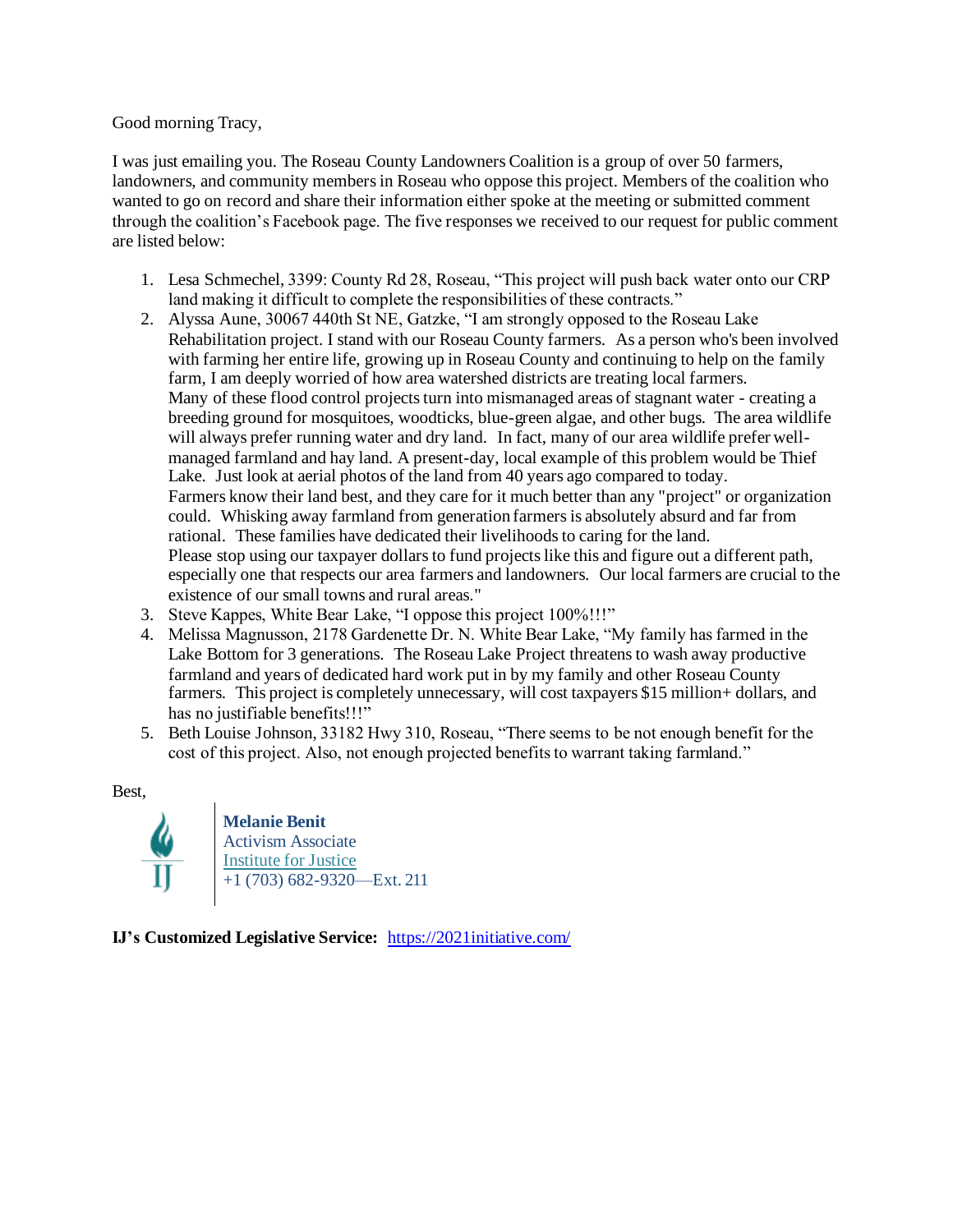Good morning Tracy,

I was just emailing you. The Roseau County Landowners Coalition is a group of over 50 farmers, landowners, and community members in Roseau who oppose this project. Members of the coalition who wanted to go on record and share their information either spoke at the meeting or submitted comment through the coalition's Facebook page. The five responses we received to our request for public comment are listed below:

1. Lesa Schmechel, 3399: County Rd 28, Roseau, "This project will push back water onto our CRP land making it difficult to complete the responsibilities of these contracts."
2. Alyssa Aune, 30067 440th St NE, Gatzke, "I am strongly opposed to the Roseau Lake Rehabilitation project. I stand with our Roseau County farmers. As a person who's been involved with farming her entire life, growing up in Roseau County and continuing to help on the family farm, I am deeply worried of how area watershed districts are treating local farmers.
   Many of these flood control projects turn into mismanaged areas of stagnant water - creating a breeding ground for mosquitoes, woodticks, blue-green algae, and other bugs. The area wildlife will always prefer running water and dry land. In fact, many of our area wildlife prefer well-managed farmland and hay land. A present-day, local example of this problem would be Thief Lake. Just look at aerial photos of the land from 40 years ago compared to today.
   Farmers know their land best, and they care for it much better than any "project" or organization could. Whisking away farmland from generation farmers is absolutely absurd and far from rational. These families have dedicated their livelihoods to caring for the land.
   Please stop using our taxpayer dollars to fund projects like this and figure out a different path, especially one that respects our area farmers and landowners. Our local farmers are crucial to the existence of our small towns and rural areas."
3. Steve Kappes, White Bear Lake, "I oppose this project 100%!!!"
4. Melissa Magnusson, 2178 Gardenette Dr. N. White Bear Lake, "My family has farmed in the Lake Bottom for 3 generations. The Roseau Lake Project threatens to wash away productive farmland and years of dedicated hard work put in by my family and other Roseau County farmers. This project is completely unnecessary, will cost taxpayers $15 million+ dollars, and has no justifiable benefits!!!"
5. Beth Louise Johnson, 33182 Hwy 310, Roseau, "There seems to be not enough benefit for the cost of this project. Also, not enough projected benefits to warrant taking farmland."

Best,

**Melanie Benit**
Activism Associate
Institute for Justice
+1 (703) 682-9320—Ext. 211

**IJ's Customized Legislative Service:** https://2021initiative.com/